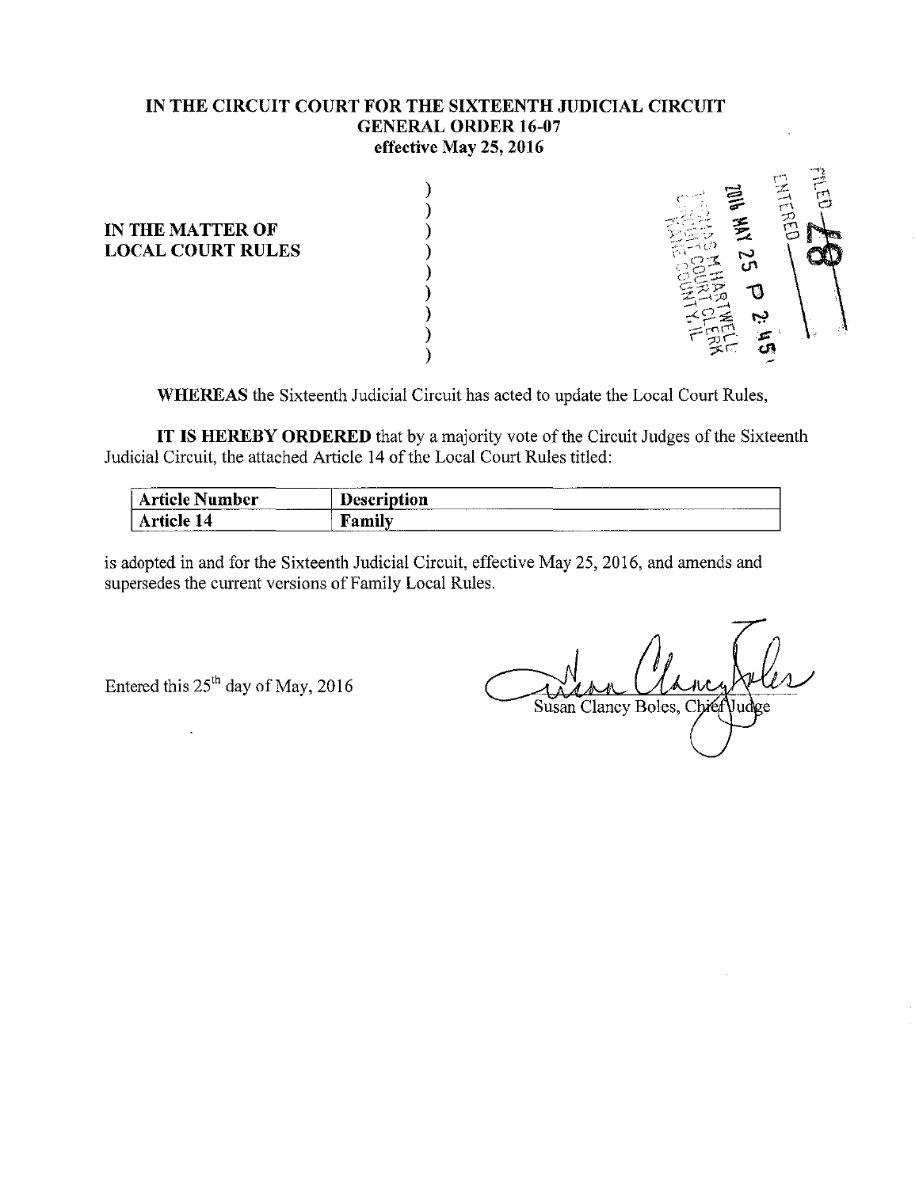**IN THE CIRCUIT COURT FOR THE SIXTEENTH JUDICIAL CIRCUIT**
**GENERAL ORDER 16-07**
**effective May 25, 2016**

**IN THE MATTER OF**
**LOCAL COURT RULES**

FILED
ENTERED
2016 MAY 25 P 2:45
THOMAS M HARTWELL
CIRCUIT COURT CLERK
KANE COUNTY, IL

**WHEREAS** the Sixteenth Judicial Circuit has acted to update the Local Court Rules,

**IT IS HEREBY ORDERED** that by a majority vote of the Circuit Judges of the Sixteenth Judicial Circuit, the attached Article 14 of the Local Court Rules titled:

| Article Number | Description |
|---|---|
| Article 14 | Family |

is adopted in and for the Sixteenth Judicial Circuit, effective May 25, 2016, and amends and supersedes the current versions of Family Local Rules.

Entered this 25th day of May, 2016

Susan Clancy Boles, Chief Judge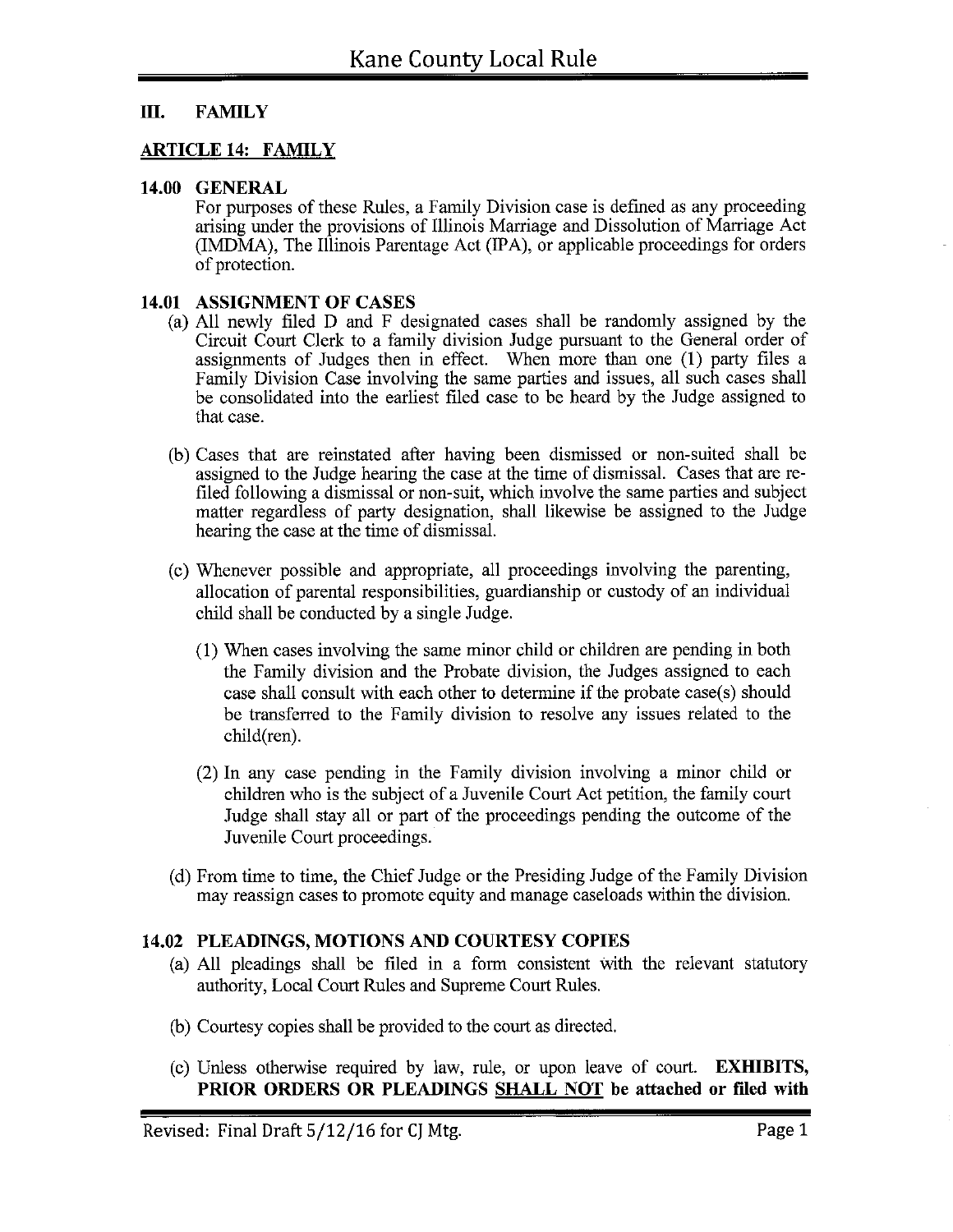# III. FAMILY

## ARTICLE 14: FAMILY

### 14.00 GENERAL

For purposes of these Rules, a Family Division case is defined as any proceeding arising under the provisions of Illinois Marriage and Dissolution of Marriage Act (IMDMA), The Illinois Parentage Act (IPA), or applicable proceedings for orders of protection.

### 14.01 ASSIGNMENT OF CASES

(a) All newly filed D and F designated cases shall be randomly assigned by the Circuit Court Clerk to a family division Judge pursuant to the General order of assignments of Judges then in effect. When more than one (1) party files a Family Division Case involving the same parties and issues, all such cases shall be consolidated into the earliest filed case to be heard by the Judge assigned to that case.

(b) Cases that are reinstated after having been dismissed or non-suited shall be assigned to the Judge hearing the case at the time of dismissal. Cases that are re-filed following a dismissal or non-suit, which involve the same parties and subject matter regardless of party designation, shall likewise be assigned to the Judge hearing the case at the time of dismissal.

(c) Whenever possible and appropriate, all proceedings involving the parenting, allocation of parental responsibilities, guardianship or custody of an individual child shall be conducted by a single Judge.

(1) When cases involving the same minor child or children are pending in both the Family division and the Probate division, the Judges assigned to each case shall consult with each other to determine if the probate case(s) should be transferred to the Family division to resolve any issues related to the child(ren).

(2) In any case pending in the Family division involving a minor child or children who is the subject of a Juvenile Court Act petition, the family court Judge shall stay all or part of the proceedings pending the outcome of the Juvenile Court proceedings.

(d) From time to time, the Chief Judge or the Presiding Judge of the Family Division may reassign cases to promote equity and manage caseloads within the division.

### 14.02 PLEADINGS, MOTIONS AND COURTESY COPIES

(a) All pleadings shall be filed in a form consistent with the relevant statutory authority, Local Court Rules and Supreme Court Rules.

(b) Courtesy copies shall be provided to the court as directed.

(c) Unless otherwise required by law, rule, or upon leave of court. **EXHIBITS, PRIOR ORDERS OR PLEADINGS <u>SHALL NOT</u> be attached or filed with**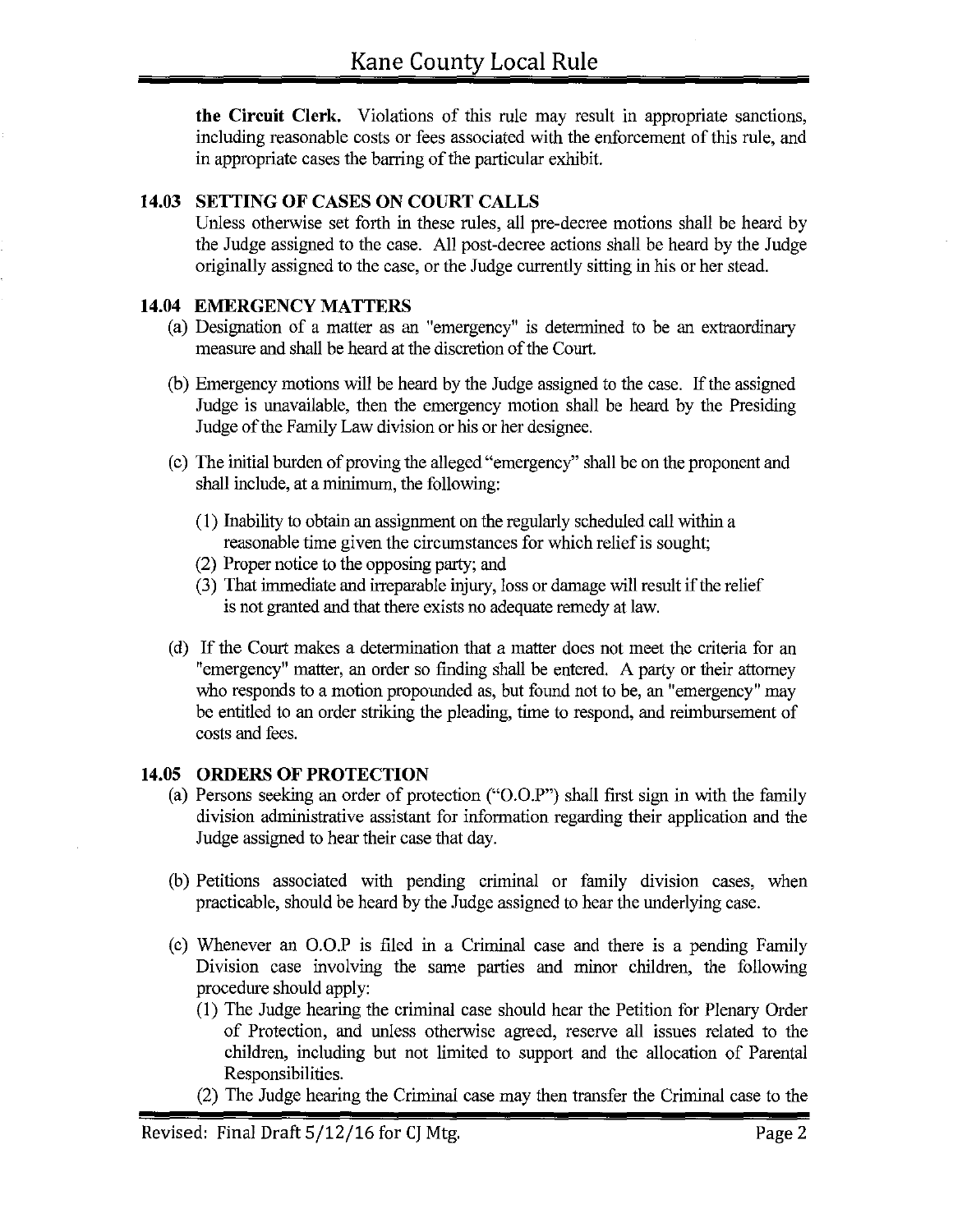**the Circuit Clerk.** Violations of this rule may result in appropriate sanctions, including reasonable costs or fees associated with the enforcement of this rule, and in appropriate cases the barring of the particular exhibit.

### 14.03 SETTING OF CASES ON COURT CALLS

Unless otherwise set forth in these rules, all pre-decree motions shall be heard by the Judge assigned to the case. All post-decree actions shall be heard by the Judge originally assigned to the case, or the Judge currently sitting in his or her stead.

### 14.04 EMERGENCY MATTERS

(a) Designation of a matter as an "emergency" is determined to be an extraordinary measure and shall be heard at the discretion of the Court.

(b) Emergency motions will be heard by the Judge assigned to the case. If the assigned Judge is unavailable, then the emergency motion shall be heard by the Presiding Judge of the Family Law division or his or her designee.

(c) The initial burden of proving the alleged "emergency" shall be on the proponent and shall include, at a minimum, the following:

(1) Inability to obtain an assignment on the regularly scheduled call within a reasonable time given the circumstances for which relief is sought;
(2) Proper notice to the opposing party; and
(3) That immediate and irreparable injury, loss or damage will result if the relief is not granted and that there exists no adequate remedy at law.

(d) If the Court makes a determination that a matter does not meet the criteria for an "emergency" matter, an order so finding shall be entered. A party or their attorney who responds to a motion propounded as, but found not to be, an "emergency" may be entitled to an order striking the pleading, time to respond, and reimbursement of costs and fees.

### 14.05 ORDERS OF PROTECTION

(a) Persons seeking an order of protection ("O.O.P") shall first sign in with the family division administrative assistant for information regarding their application and the Judge assigned to hear their case that day.

(b) Petitions associated with pending criminal or family division cases, when practicable, should be heard by the Judge assigned to hear the underlying case.

(c) Whenever an O.O.P is filed in a Criminal case and there is a pending Family Division case involving the same parties and minor children, the following procedure should apply:

(1) The Judge hearing the criminal case should hear the Petition for Plenary Order of Protection, and unless otherwise agreed, reserve all issues related to the children, including but not limited to support and the allocation of Parental Responsibilities.
(2) The Judge hearing the Criminal case may then transfer the Criminal case to the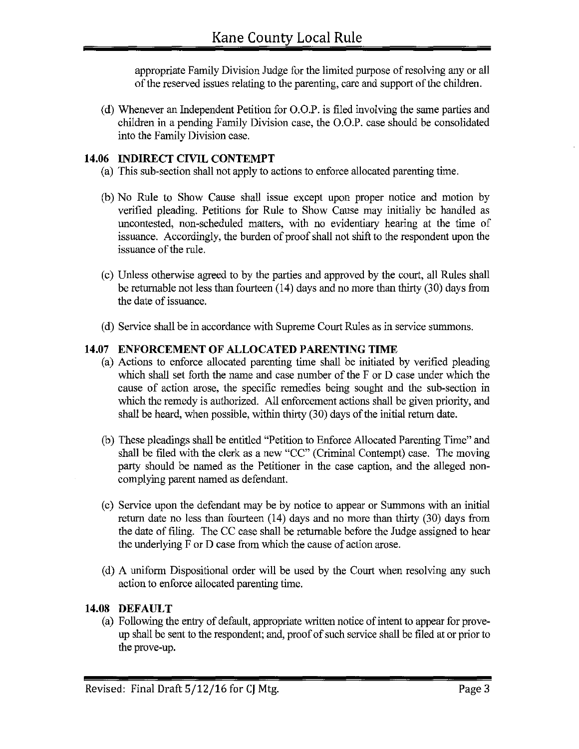appropriate Family Division Judge for the limited purpose of resolving any or all of the reserved issues relating to the parenting, care and support of the children.

(d) Whenever an Independent Petition for O.O.P. is filed involving the same parties and children in a pending Family Division case, the O.O.P. case should be consolidated into the Family Division case.

### 14.06 INDIRECT CIVIL CONTEMPT

(a) This sub-section shall not apply to actions to enforce allocated parenting time.

(b) No Rule to Show Cause shall issue except upon proper notice and motion by verified pleading. Petitions for Rule to Show Cause may initially be handled as uncontested, non-scheduled matters, with no evidentiary hearing at the time of issuance. Accordingly, the burden of proof shall not shift to the respondent upon the issuance of the rule.

(c) Unless otherwise agreed to by the parties and approved by the court, all Rules shall be returnable not less than fourteen (14) days and no more than thirty (30) days from the date of issuance.

(d) Service shall be in accordance with Supreme Court Rules as in service summons.

### 14.07 ENFORCEMENT OF ALLOCATED PARENTING TIME

(a) Actions to enforce allocated parenting time shall be initiated by verified pleading which shall set forth the name and case number of the F or D case under which the cause of action arose, the specific remedies being sought and the sub-section in which the remedy is authorized. All enforcement actions shall be given priority, and shall be heard, when possible, within thirty (30) days of the initial return date.

(b) These pleadings shall be entitled "Petition to Enforce Allocated Parenting Time" and shall be filed with the clerk as a new "CC" (Criminal Contempt) case. The moving party should be named as the Petitioner in the case caption, and the alleged non-complying parent named as defendant.

(c) Service upon the defendant may be by notice to appear or Summons with an initial return date no less than fourteen (14) days and no more than thirty (30) days from the date of filing. The CC case shall be returnable before the Judge assigned to hear the underlying F or D case from which the cause of action arose.

(d) A uniform Dispositional order will be used by the Court when resolving any such action to enforce allocated parenting time.

### 14.08 DEFAULT

(a) Following the entry of default, appropriate written notice of intent to appear for prove-up shall be sent to the respondent; and, proof of such service shall be filed at or prior to the prove-up.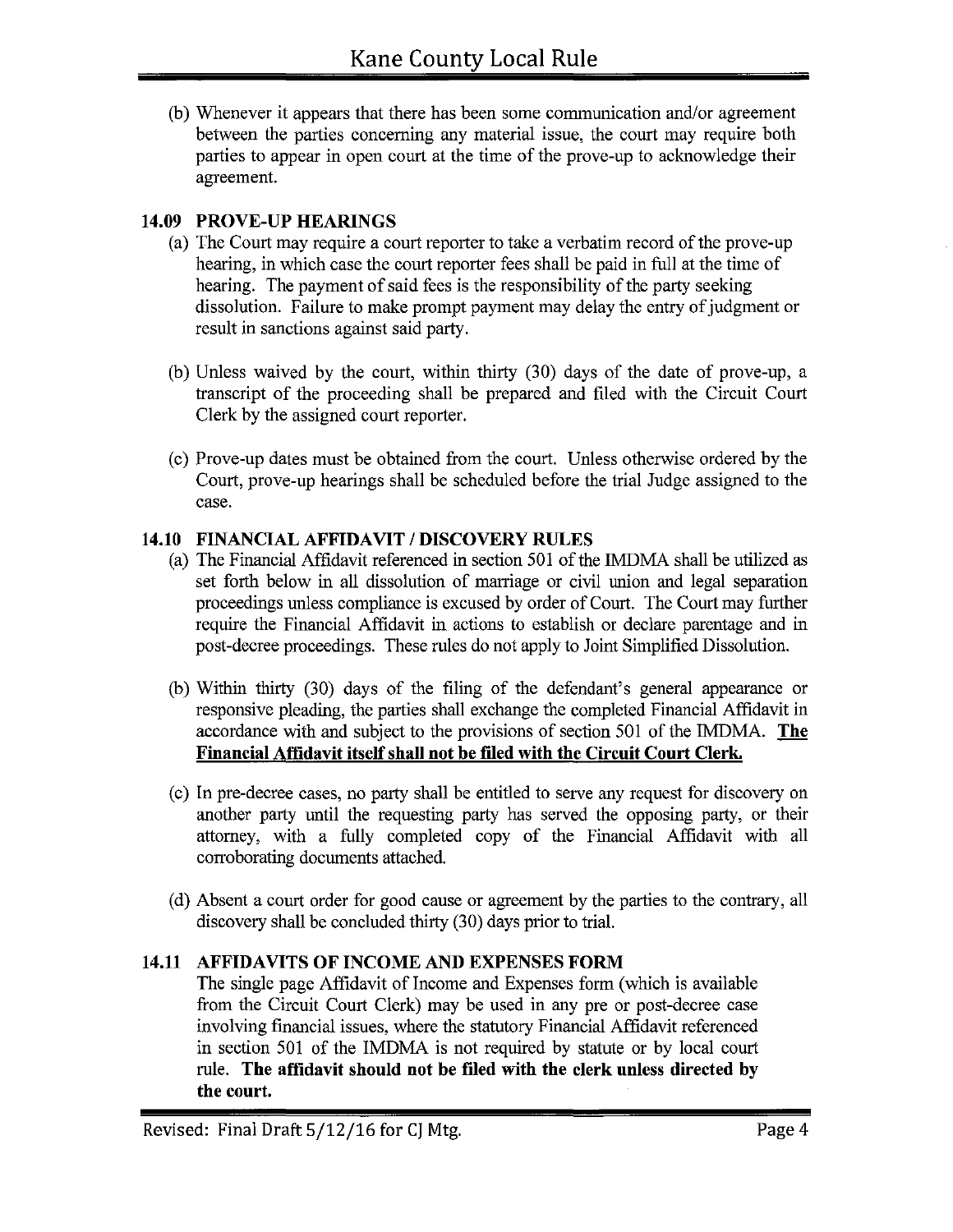(b) Whenever it appears that there has been some communication and/or agreement between the parties concerning any material issue, the court may require both parties to appear in open court at the time of the prove-up to acknowledge their agreement.

### 14.09 PROVE-UP HEARINGS

(a) The Court may require a court reporter to take a verbatim record of the prove-up hearing, in which case the court reporter fees shall be paid in full at the time of hearing. The payment of said fees is the responsibility of the party seeking dissolution. Failure to make prompt payment may delay the entry of judgment or result in sanctions against said party.

(b) Unless waived by the court, within thirty (30) days of the date of prove-up, a transcript of the proceeding shall be prepared and filed with the Circuit Court Clerk by the assigned court reporter.

(c) Prove-up dates must be obtained from the court. Unless otherwise ordered by the Court, prove-up hearings shall be scheduled before the trial Judge assigned to the case.

### 14.10 FINANCIAL AFFIDAVIT / DISCOVERY RULES

(a) The Financial Affidavit referenced in section 501 of the IMDMA shall be utilized as set forth below in all dissolution of marriage or civil union and legal separation proceedings unless compliance is excused by order of Court. The Court may further require the Financial Affidavit in actions to establish or declare parentage and in post-decree proceedings. These rules do not apply to Joint Simplified Dissolution.

(b) Within thirty (30) days of the filing of the defendant's general appearance or responsive pleading, the parties shall exchange the completed Financial Affidavit in accordance with and subject to the provisions of section 501 of the IMDMA. **The Financial Affidavit itself shall not be filed with the Circuit Court Clerk.**

(c) In pre-decree cases, no party shall be entitled to serve any request for discovery on another party until the requesting party has served the opposing party, or their attorney, with a fully completed copy of the Financial Affidavit with all corroborating documents attached.

(d) Absent a court order for good cause or agreement by the parties to the contrary, all discovery shall be concluded thirty (30) days prior to trial.

### 14.11 AFFIDAVITS OF INCOME AND EXPENSES FORM

The single page Affidavit of Income and Expenses form (which is available from the Circuit Court Clerk) may be used in any pre or post-decree case involving financial issues, where the statutory Financial Affidavit referenced in section 501 of the IMDMA is not required by statute or by local court rule. **The affidavit should not be filed with the clerk unless directed by the court.**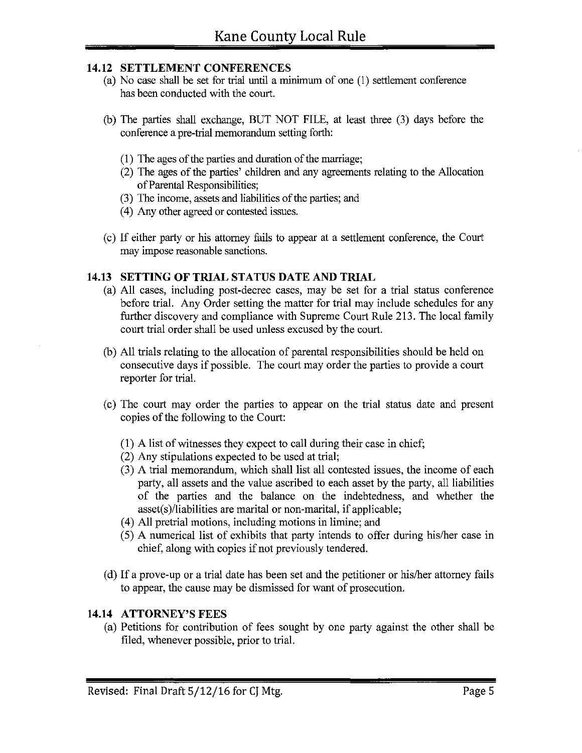## 14.12 SETTLEMENT CONFERENCES

(a) No case shall be set for trial until a minimum of one (1) settlement conference has been conducted with the court.

(b) The parties shall exchange, BUT NOT FILE, at least three (3) days before the conference a pre-trial memorandum setting forth:

(1) The ages of the parties and duration of the marriage;
(2) The ages of the parties' children and any agreements relating to the Allocation of Parental Responsibilities;
(3) The income, assets and liabilities of the parties; and
(4) Any other agreed or contested issues.

(c) If either party or his attorney fails to appear at a settlement conference, the Court may impose reasonable sanctions.

## 14.13 SETTING OF TRIAL STATUS DATE AND TRIAL

(a) All cases, including post-decree cases, may be set for a trial status conference before trial. Any Order setting the matter for trial may include schedules for any further discovery and compliance with Supreme Court Rule 213. The local family court trial order shall be used unless excused by the court.

(b) All trials relating to the allocation of parental responsibilities should be held on consecutive days if possible. The court may order the parties to provide a court reporter for trial.

(c) The court may order the parties to appear on the trial status date and present copies of the following to the Court:

(1) A list of witnesses they expect to call during their case in chief;
(2) Any stipulations expected to be used at trial;
(3) A trial memorandum, which shall list all contested issues, the income of each party, all assets and the value ascribed to each asset by the party, all liabilities of the parties and the balance on the indebtedness, and whether the asset(s)/liabilities are marital or non-marital, if applicable;
(4) All pretrial motions, including motions in limine; and
(5) A numerical list of exhibits that party intends to offer during his/her case in chief, along with copies if not previously tendered.

(d) If a prove-up or a trial date has been set and the petitioner or his/her attorney fails to appear, the cause may be dismissed for want of prosecution.

## 14.14 ATTORNEY'S FEES

(a) Petitions for contribution of fees sought by one party against the other shall be filed, whenever possible, prior to trial.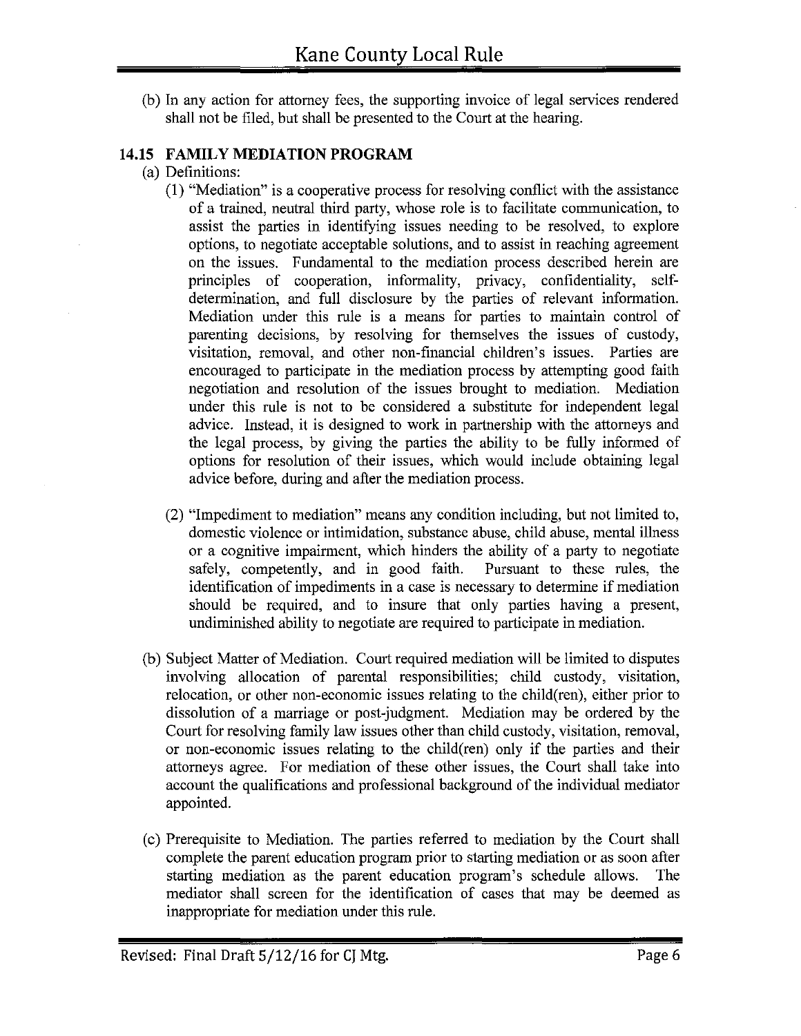(b) In any action for attorney fees, the supporting invoice of legal services rendered shall not be filed, but shall be presented to the Court at the hearing.

## 14.15 FAMILY MEDIATION PROGRAM

(a) Definitions:

(1) "Mediation" is a cooperative process for resolving conflict with the assistance of a trained, neutral third party, whose role is to facilitate communication, to assist the parties in identifying issues needing to be resolved, to explore options, to negotiate acceptable solutions, and to assist in reaching agreement on the issues. Fundamental to the mediation process described herein are principles of cooperation, informality, privacy, confidentiality, self-determination, and full disclosure by the parties of relevant information. Mediation under this rule is a means for parties to maintain control of parenting decisions, by resolving for themselves the issues of custody, visitation, removal, and other non-financial children's issues. Parties are encouraged to participate in the mediation process by attempting good faith negotiation and resolution of the issues brought to mediation. Mediation under this rule is not to be considered a substitute for independent legal advice. Instead, it is designed to work in partnership with the attorneys and the legal process, by giving the parties the ability to be fully informed of options for resolution of their issues, which would include obtaining legal advice before, during and after the mediation process.

(2) "Impediment to mediation" means any condition including, but not limited to, domestic violence or intimidation, substance abuse, child abuse, mental illness or a cognitive impairment, which hinders the ability of a party to negotiate safely, competently, and in good faith. Pursuant to these rules, the identification of impediments in a case is necessary to determine if mediation should be required, and to insure that only parties having a present, undiminished ability to negotiate are required to participate in mediation.

(b) Subject Matter of Mediation. Court required mediation will be limited to disputes involving allocation of parental responsibilities; child custody, visitation, relocation, or other non-economic issues relating to the child(ren), either prior to dissolution of a marriage or post-judgment. Mediation may be ordered by the Court for resolving family law issues other than child custody, visitation, removal, or non-economic issues relating to the child(ren) only if the parties and their attorneys agree. For mediation of these other issues, the Court shall take into account the qualifications and professional background of the individual mediator appointed.

(c) Prerequisite to Mediation. The parties referred to mediation by the Court shall complete the parent education program prior to starting mediation or as soon after starting mediation as the parent education program's schedule allows. The mediator shall screen for the identification of cases that may be deemed as inappropriate for mediation under this rule.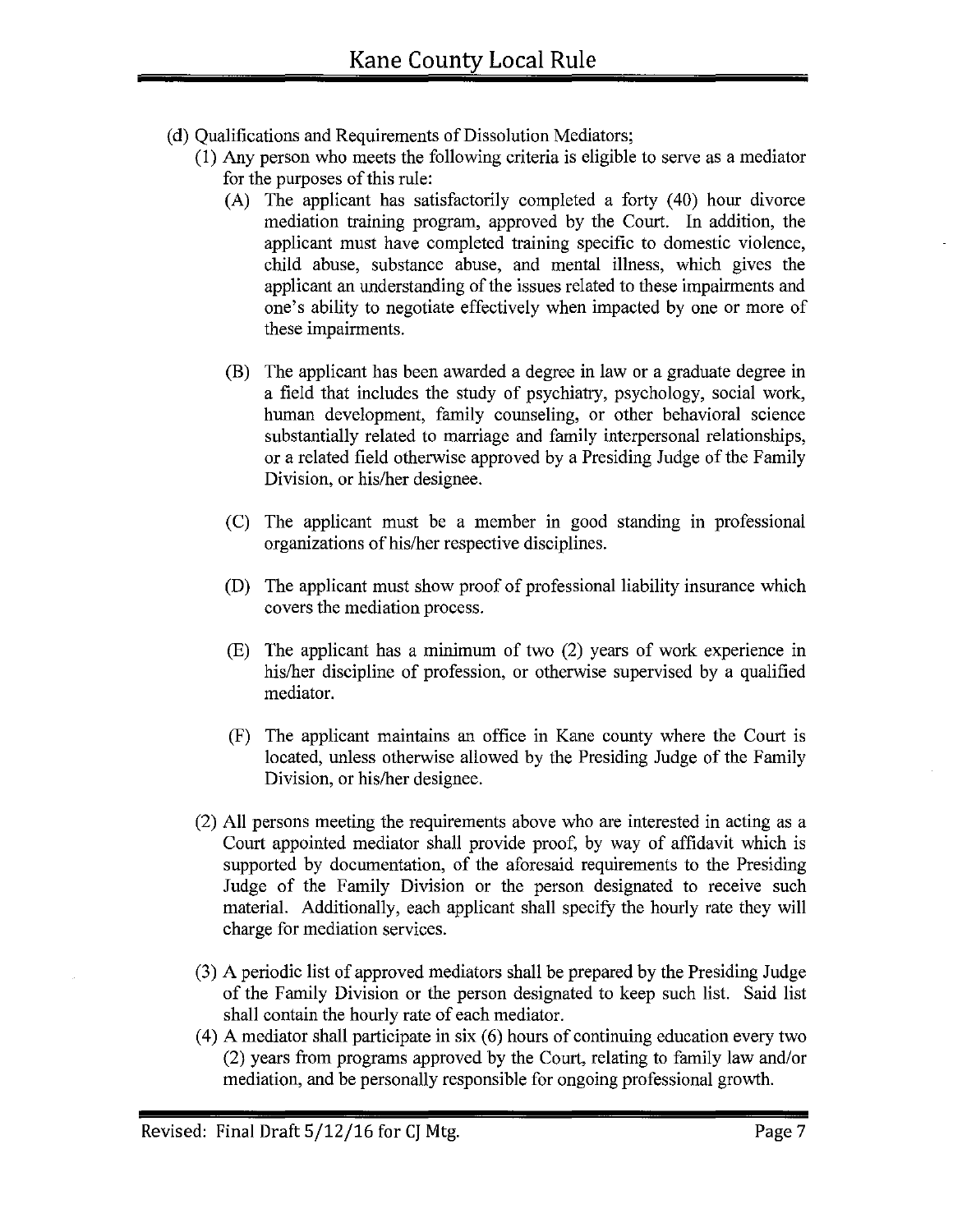(d) Qualifications and Requirements of Dissolution Mediators;

(1) Any person who meets the following criteria is eligible to serve as a mediator for the purposes of this rule:

(A) The applicant has satisfactorily completed a forty (40) hour divorce mediation training program, approved by the Court. In addition, the applicant must have completed training specific to domestic violence, child abuse, substance abuse, and mental illness, which gives the applicant an understanding of the issues related to these impairments and one's ability to negotiate effectively when impacted by one or more of these impairments.

(B) The applicant has been awarded a degree in law or a graduate degree in a field that includes the study of psychiatry, psychology, social work, human development, family counseling, or other behavioral science substantially related to marriage and family interpersonal relationships, or a related field otherwise approved by a Presiding Judge of the Family Division, or his/her designee.

(C) The applicant must be a member in good standing in professional organizations of his/her respective disciplines.

(D) The applicant must show proof of professional liability insurance which covers the mediation process.

(E) The applicant has a minimum of two (2) years of work experience in his/her discipline of profession, or otherwise supervised by a qualified mediator.

(F) The applicant maintains an office in Kane county where the Court is located, unless otherwise allowed by the Presiding Judge of the Family Division, or his/her designee.

(2) All persons meeting the requirements above who are interested in acting as a Court appointed mediator shall provide proof, by way of affidavit which is supported by documentation, of the aforesaid requirements to the Presiding Judge of the Family Division or the person designated to receive such material. Additionally, each applicant shall specify the hourly rate they will charge for mediation services.

(3) A periodic list of approved mediators shall be prepared by the Presiding Judge of the Family Division or the person designated to keep such list. Said list shall contain the hourly rate of each mediator.

(4) A mediator shall participate in six (6) hours of continuing education every two (2) years from programs approved by the Court, relating to family law and/or mediation, and be personally responsible for ongoing professional growth.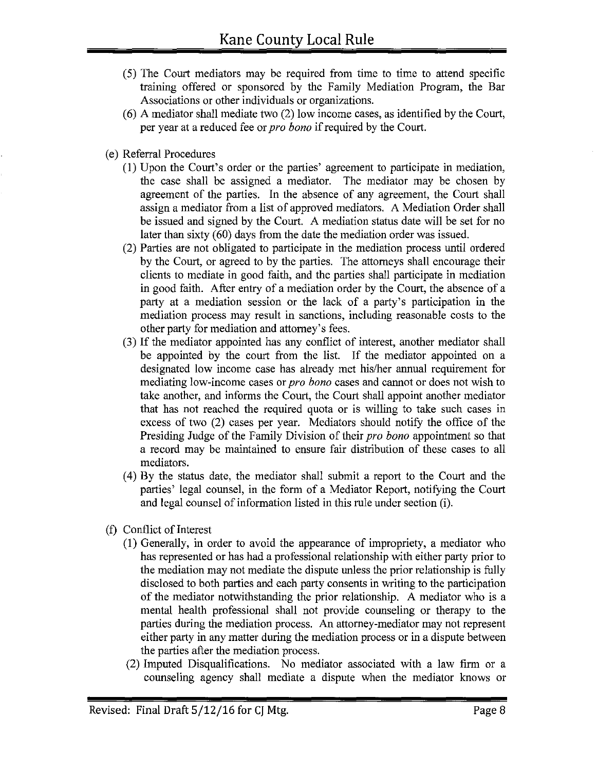(5) The Court mediators may be required from time to time to attend specific training offered or sponsored by the Family Mediation Program, the Bar Associations or other individuals or organizations.

(6) A mediator shall mediate two (2) low income cases, as identified by the Court, per year at a reduced fee or *pro bono* if required by the Court.

(e) Referral Procedures

(1) Upon the Court's order or the parties' agreement to participate in mediation, the case shall be assigned a mediator. The mediator may be chosen by agreement of the parties. In the absence of any agreement, the Court shall assign a mediator from a list of approved mediators. A Mediation Order shall be issued and signed by the Court. A mediation status date will be set for no later than sixty (60) days from the date the mediation order was issued.

(2) Parties are not obligated to participate in the mediation process until ordered by the Court, or agreed to by the parties. The attorneys shall encourage their clients to mediate in good faith, and the parties shall participate in mediation in good faith. After entry of a mediation order by the Court, the absence of a party at a mediation session or the lack of a party's participation in the mediation process may result in sanctions, including reasonable costs to the other party for mediation and attorney's fees.

(3) If the mediator appointed has any conflict of interest, another mediator shall be appointed by the court from the list. If the mediator appointed on a designated low income case has already met his/her annual requirement for mediating low-income cases or *pro bono* cases and cannot or does not wish to take another, and informs the Court, the Court shall appoint another mediator that has not reached the required quota or is willing to take such cases in excess of two (2) cases per year. Mediators should notify the office of the Presiding Judge of the Family Division of their *pro bono* appointment so that a record may be maintained to ensure fair distribution of these cases to all mediators.

(4) By the status date, the mediator shall submit a report to the Court and the parties' legal counsel, in the form of a Mediator Report, notifying the Court and legal counsel of information listed in this rule under section (i).

(f) Conflict of Interest

(1) Generally, in order to avoid the appearance of impropriety, a mediator who has represented or has had a professional relationship with either party prior to the mediation may not mediate the dispute unless the prior relationship is fully disclosed to both parties and each party consents in writing to the participation of the mediator notwithstanding the prior relationship. A mediator who is a mental health professional shall not provide counseling or therapy to the parties during the mediation process. An attorney-mediator may not represent either party in any matter during the mediation process or in a dispute between the parties after the mediation process.

(2) Imputed Disqualifications. No mediator associated with a law firm or a counseling agency shall mediate a dispute when the mediator knows or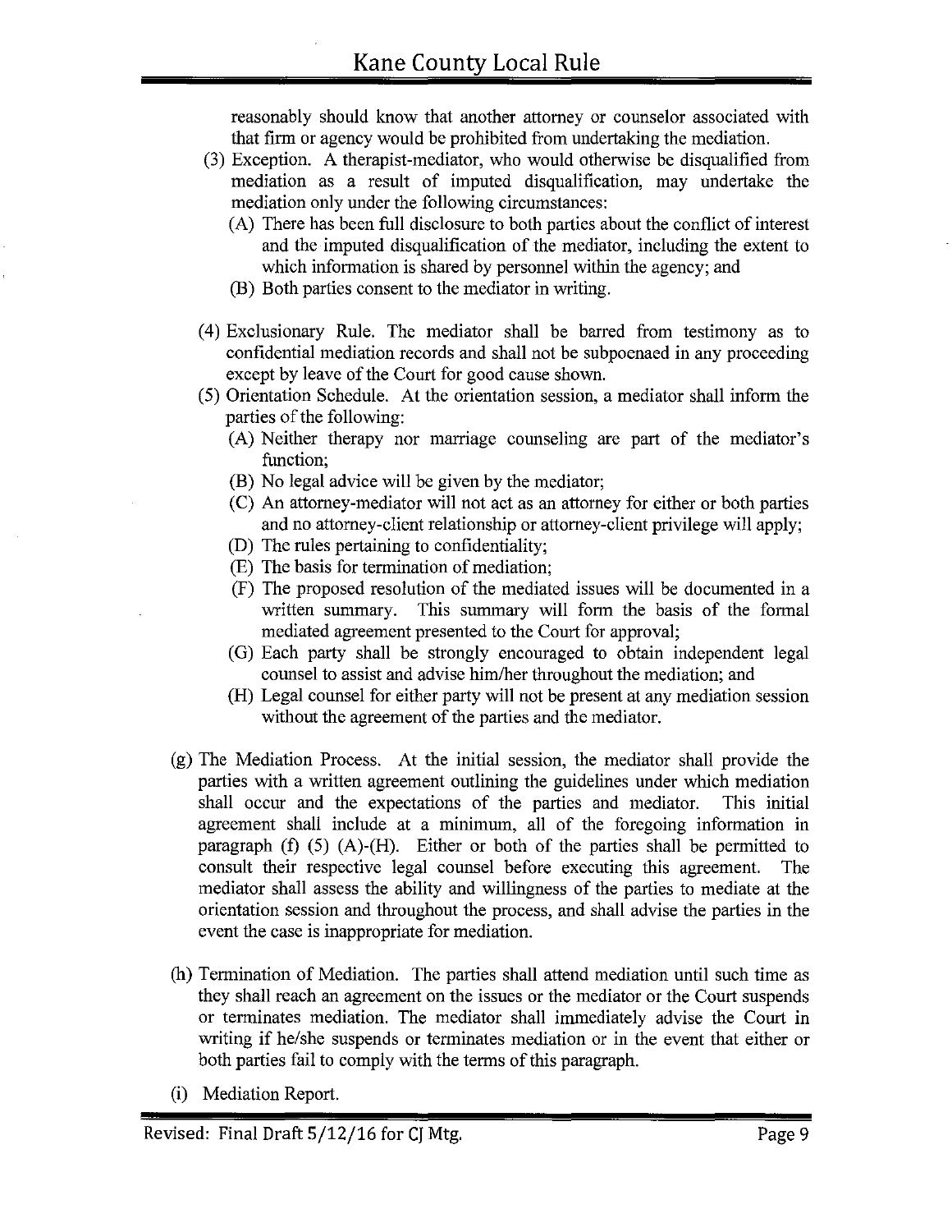reasonably should know that another attorney or counselor associated with that firm or agency would be prohibited from undertaking the mediation.

(3) Exception. A therapist-mediator, who would otherwise be disqualified from mediation as a result of imputed disqualification, may undertake the mediation only under the following circumstances:

(A) There has been full disclosure to both parties about the conflict of interest and the imputed disqualification of the mediator, including the extent to which information is shared by personnel within the agency; and

(B) Both parties consent to the mediator in writing.

(4) Exclusionary Rule. The mediator shall be barred from testimony as to confidential mediation records and shall not be subpoenaed in any proceeding except by leave of the Court for good cause shown.

(5) Orientation Schedule. At the orientation session, a mediator shall inform the parties of the following:

(A) Neither therapy nor marriage counseling are part of the mediator's function;

(B) No legal advice will be given by the mediator;

(C) An attorney-mediator will not act as an attorney for either or both parties and no attorney-client relationship or attorney-client privilege will apply;

(D) The rules pertaining to confidentiality;

(E) The basis for termination of mediation;

(F) The proposed resolution of the mediated issues will be documented in a written summary. This summary will form the basis of the formal mediated agreement presented to the Court for approval;

(G) Each party shall be strongly encouraged to obtain independent legal counsel to assist and advise him/her throughout the mediation; and

(H) Legal counsel for either party will not be present at any mediation session without the agreement of the parties and the mediator.

(g) The Mediation Process. At the initial session, the mediator shall provide the parties with a written agreement outlining the guidelines under which mediation shall occur and the expectations of the parties and mediator. This initial agreement shall include at a minimum, all of the foregoing information in paragraph (f) (5) (A)-(H). Either or both of the parties shall be permitted to consult their respective legal counsel before executing this agreement. The mediator shall assess the ability and willingness of the parties to mediate at the orientation session and throughout the process, and shall advise the parties in the event the case is inappropriate for mediation.

(h) Termination of Mediation. The parties shall attend mediation until such time as they shall reach an agreement on the issues or the mediator or the Court suspends or terminates mediation. The mediator shall immediately advise the Court in writing if he/she suspends or terminates mediation or in the event that either or both parties fail to comply with the terms of this paragraph.

(i) Mediation Report.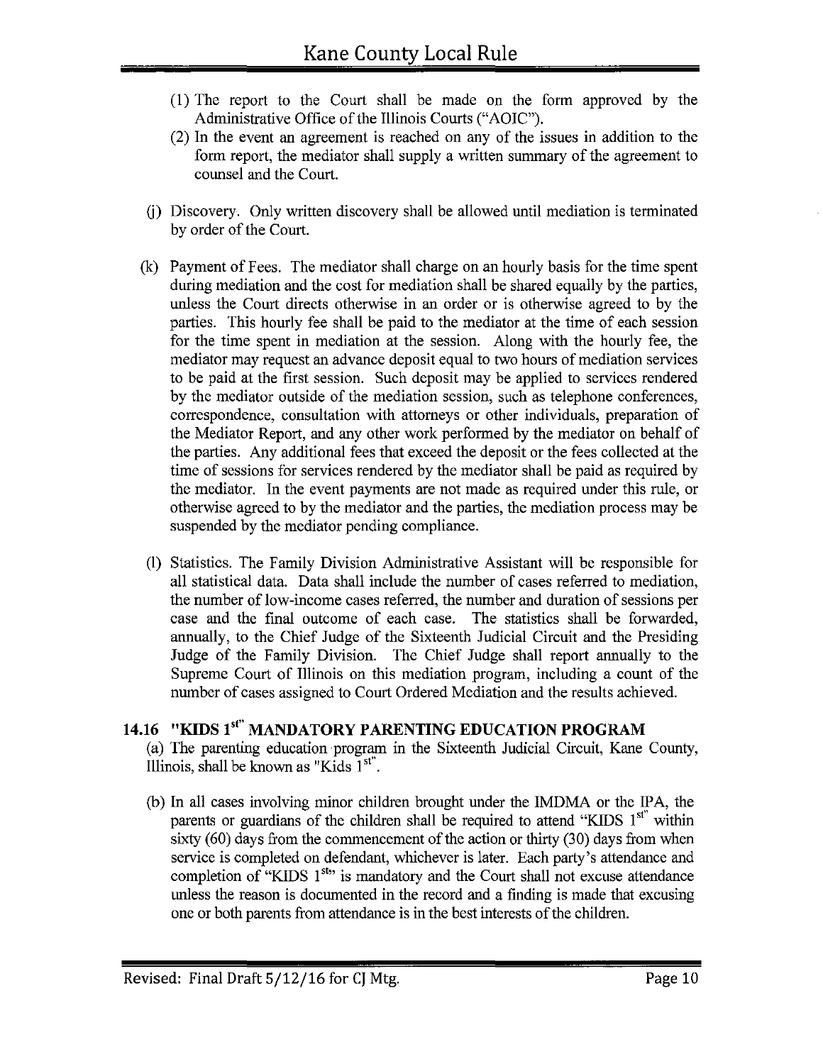(1) The report to the Court shall be made on the form approved by the Administrative Office of the Illinois Courts ("AOIC").

(2) In the event an agreement is reached on any of the issues in addition to the form report, the mediator shall supply a written summary of the agreement to counsel and the Court.

(j) Discovery. Only written discovery shall be allowed until mediation is terminated by order of the Court.

(k) Payment of Fees. The mediator shall charge on an hourly basis for the time spent during mediation and the cost for mediation shall be shared equally by the parties, unless the Court directs otherwise in an order or is otherwise agreed to by the parties. This hourly fee shall be paid to the mediator at the time of each session for the time spent in mediation at the session. Along with the hourly fee, the mediator may request an advance deposit equal to two hours of mediation services to be paid at the first session. Such deposit may be applied to services rendered by the mediator outside of the mediation session, such as telephone conferences, correspondence, consultation with attorneys or other individuals, preparation of the Mediator Report, and any other work performed by the mediator on behalf of the parties. Any additional fees that exceed the deposit or the fees collected at the time of sessions for services rendered by the mediator shall be paid as required by the mediator. In the event payments are not made as required under this rule, or otherwise agreed to by the mediator and the parties, the mediation process may be suspended by the mediator pending compliance.

(l) Statistics. The Family Division Administrative Assistant will be responsible for all statistical data. Data shall include the number of cases referred to mediation, the number of low-income cases referred, the number and duration of sessions per case and the final outcome of each case. The statistics shall be forwarded, annually, to the Chief Judge of the Sixteenth Judicial Circuit and the Presiding Judge of the Family Division. The Chief Judge shall report annually to the Supreme Court of Illinois on this mediation program, including a count of the number of cases assigned to Court Ordered Mediation and the results achieved.

## 14.16 "KIDS 1st" MANDATORY PARENTING EDUCATION PROGRAM

(a) The parenting education program in the Sixteenth Judicial Circuit, Kane County, Illinois, shall be known as "Kids 1st".

(b) In all cases involving minor children brought under the IMDMA or the IPA, the parents or guardians of the children shall be required to attend "KIDS 1st" within sixty (60) days from the commencement of the action or thirty (30) days from when service is completed on defendant, whichever is later. Each party's attendance and completion of "KIDS 1st" is mandatory and the Court shall not excuse attendance unless the reason is documented in the record and a finding is made that excusing one or both parents from attendance is in the best interests of the children.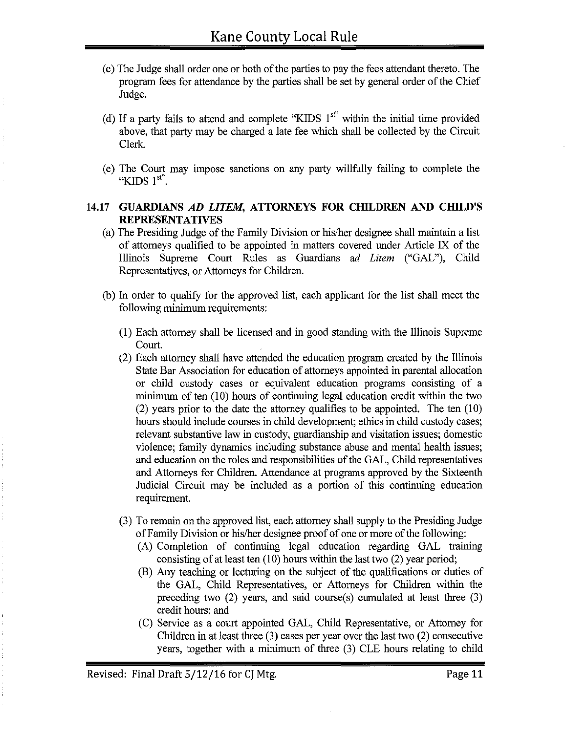(c) The Judge shall order one or both of the parties to pay the fees attendant thereto. The program fees for attendance by the parties shall be set by general order of the Chief Judge.

(d) If a party fails to attend and complete "KIDS 1st" within the initial time provided above, that party may be charged a late fee which shall be collected by the Circuit Clerk.

(e) The Court may impose sanctions on any party willfully failing to complete the "KIDS 1st".

## 14.17 GUARDIANS *AD LITEM*, ATTORNEYS FOR CHILDREN AND CHILD'S REPRESENTATIVES

(a) The Presiding Judge of the Family Division or his/her designee shall maintain a list of attorneys qualified to be appointed in matters covered under Article IX of the Illinois Supreme Court Rules as Guardians *ad Litem* ("GAL"), Child Representatives, or Attorneys for Children.

(b) In order to qualify for the approved list, each applicant for the list shall meet the following minimum requirements:

(1) Each attorney shall be licensed and in good standing with the Illinois Supreme Court.

(2) Each attorney shall have attended the education program created by the Illinois State Bar Association for education of attorneys appointed in parental allocation or child custody cases or equivalent education programs consisting of a minimum of ten (10) hours of continuing legal education credit within the two (2) years prior to the date the attorney qualifies to be appointed. The ten (10) hours should include courses in child development; ethics in child custody cases; relevant substantive law in custody, guardianship and visitation issues; domestic violence; family dynamics including substance abuse and mental health issues; and education on the roles and responsibilities of the GAL, Child representatives and Attorneys for Children. Attendance at programs approved by the Sixteenth Judicial Circuit may be included as a portion of this continuing education requirement.

(3) To remain on the approved list, each attorney shall supply to the Presiding Judge of Family Division or his/her designee proof of one or more of the following:

(A) Completion of continuing legal education regarding GAL training consisting of at least ten (10) hours within the last two (2) year period;

(B) Any teaching or lecturing on the subject of the qualifications or duties of the GAL, Child Representatives, or Attorneys for Children within the preceding two (2) years, and said course(s) cumulated at least three (3) credit hours; and

(C) Service as a court appointed GAL, Child Representative, or Attorney for Children in at least three (3) cases per year over the last two (2) consecutive years, together with a minimum of three (3) CLE hours relating to child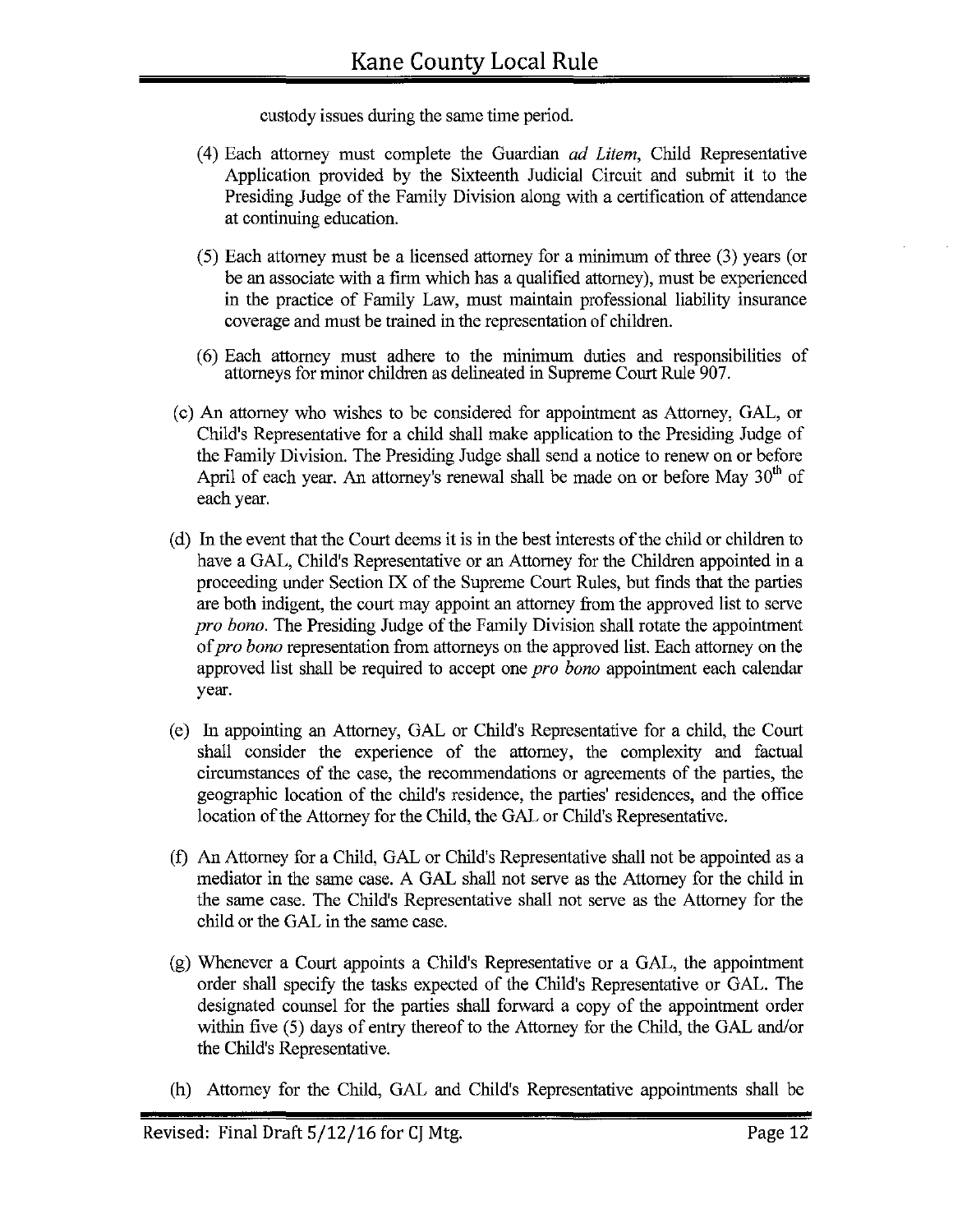custody issues during the same time period.

(4) Each attorney must complete the Guardian *ad Litem*, Child Representative Application provided by the Sixteenth Judicial Circuit and submit it to the Presiding Judge of the Family Division along with a certification of attendance at continuing education.

(5) Each attorney must be a licensed attorney for a minimum of three (3) years (or be an associate with a firm which has a qualified attorney), must be experienced in the practice of Family Law, must maintain professional liability insurance coverage and must be trained in the representation of children.

(6) Each attorney must adhere to the minimum duties and responsibilities of attorneys for minor children as delineated in Supreme Court Rule 907.

(c) An attorney who wishes to be considered for appointment as Attorney, GAL, or Child's Representative for a child shall make application to the Presiding Judge of the Family Division. The Presiding Judge shall send a notice to renew on or before April of each year. An attorney's renewal shall be made on or before May 30th of each year.

(d) In the event that the Court deems it is in the best interests of the child or children to have a GAL, Child's Representative or an Attorney for the Children appointed in a proceeding under Section IX of the Supreme Court Rules, but finds that the parties are both indigent, the court may appoint an attorney from the approved list to serve *pro bono*. The Presiding Judge of the Family Division shall rotate the appointment of *pro bono* representation from attorneys on the approved list. Each attorney on the approved list shall be required to accept one *pro bono* appointment each calendar year.

(e) In appointing an Attorney, GAL or Child's Representative for a child, the Court shall consider the experience of the attorney, the complexity and factual circumstances of the case, the recommendations or agreements of the parties, the geographic location of the child's residence, the parties' residences, and the office location of the Attorney for the Child, the GAL or Child's Representative.

(f) An Attorney for a Child, GAL or Child's Representative shall not be appointed as a mediator in the same case. A GAL shall not serve as the Attorney for the child in the same case. The Child's Representative shall not serve as the Attorney for the child or the GAL in the same case.

(g) Whenever a Court appoints a Child's Representative or a GAL, the appointment order shall specify the tasks expected of the Child's Representative or GAL. The designated counsel for the parties shall forward a copy of the appointment order within five (5) days of entry thereof to the Attorney for the Child, the GAL and/or the Child's Representative.

(h) Attorney for the Child, GAL and Child's Representative appointments shall be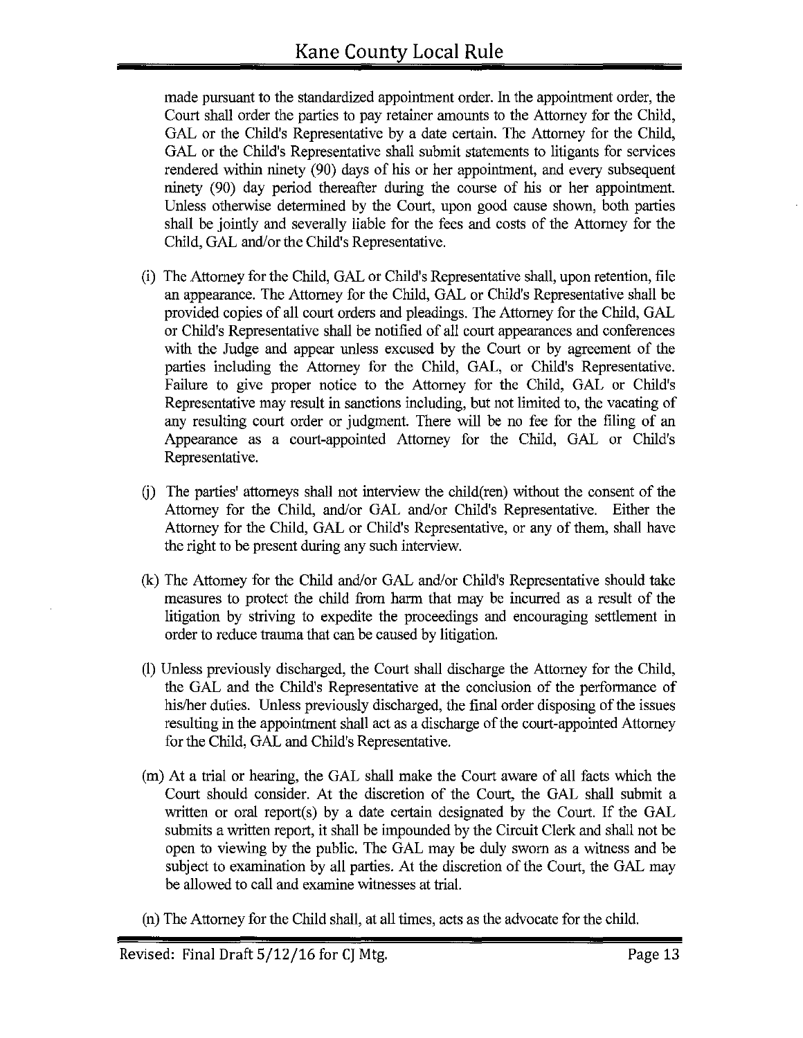made pursuant to the standardized appointment order. In the appointment order, the Court shall order the parties to pay retainer amounts to the Attorney for the Child, GAL or the Child's Representative by a date certain. The Attorney for the Child, GAL or the Child's Representative shall submit statements to litigants for services rendered within ninety (90) days of his or her appointment, and every subsequent ninety (90) day period thereafter during the course of his or her appointment. Unless otherwise determined by the Court, upon good cause shown, both parties shall be jointly and severally liable for the fees and costs of the Attorney for the Child, GAL and/or the Child's Representative.

(i) The Attorney for the Child, GAL or Child's Representative shall, upon retention, file an appearance. The Attorney for the Child, GAL or Child's Representative shall be provided copies of all court orders and pleadings. The Attorney for the Child, GAL or Child's Representative shall be notified of all court appearances and conferences with the Judge and appear unless excused by the Court or by agreement of the parties including the Attorney for the Child, GAL, or Child's Representative. Failure to give proper notice to the Attorney for the Child, GAL or Child's Representative may result in sanctions including, but not limited to, the vacating of any resulting court order or judgment. There will be no fee for the filing of an Appearance as a court-appointed Attorney for the Child, GAL or Child's Representative.

(j) The parties' attorneys shall not interview the child(ren) without the consent of the Attorney for the Child, and/or GAL and/or Child's Representative. Either the Attorney for the Child, GAL or Child's Representative, or any of them, shall have the right to be present during any such interview.

(k) The Attorney for the Child and/or GAL and/or Child's Representative should take measures to protect the child from harm that may be incurred as a result of the litigation by striving to expedite the proceedings and encouraging settlement in order to reduce trauma that can be caused by litigation.

(l) Unless previously discharged, the Court shall discharge the Attorney for the Child, the GAL and the Child's Representative at the conclusion of the performance of his/her duties. Unless previously discharged, the final order disposing of the issues resulting in the appointment shall act as a discharge of the court-appointed Attorney for the Child, GAL and Child's Representative.

(m) At a trial or hearing, the GAL shall make the Court aware of all facts which the Court should consider. At the discretion of the Court, the GAL shall submit a written or oral report(s) by a date certain designated by the Court. If the GAL submits a written report, it shall be impounded by the Circuit Clerk and shall not be open to viewing by the public. The GAL may be duly sworn as a witness and be subject to examination by all parties. At the discretion of the Court, the GAL may be allowed to call and examine witnesses at trial.

(n) The Attorney for the Child shall, at all times, acts as the advocate for the child.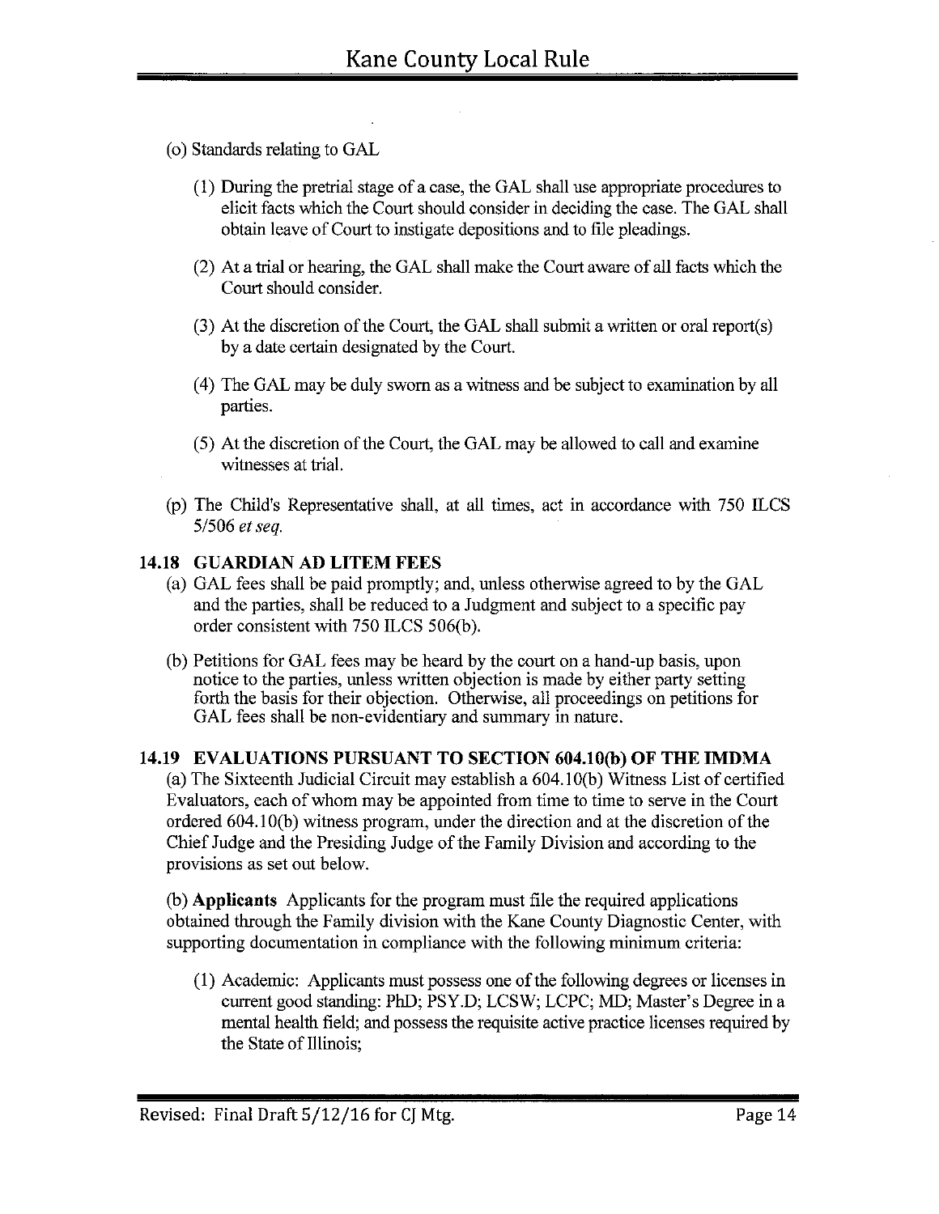(o) Standards relating to GAL

(1) During the pretrial stage of a case, the GAL shall use appropriate procedures to elicit facts which the Court should consider in deciding the case. The GAL shall obtain leave of Court to instigate depositions and to file pleadings.

(2) At a trial or hearing, the GAL shall make the Court aware of all facts which the Court should consider.

(3) At the discretion of the Court, the GAL shall submit a written or oral report(s) by a date certain designated by the Court.

(4) The GAL may be duly sworn as a witness and be subject to examination by all parties.

(5) At the discretion of the Court, the GAL may be allowed to call and examine witnesses at trial.

(p) The Child's Representative shall, at all times, act in accordance with 750 ILCS 5/506 *et seq.*

### 14.18 GUARDIAN AD LITEM FEES

(a) GAL fees shall be paid promptly; and, unless otherwise agreed to by the GAL and the parties, shall be reduced to a Judgment and subject to a specific pay order consistent with 750 ILCS 506(b).

(b) Petitions for GAL fees may be heard by the court on a hand-up basis, upon notice to the parties, unless written objection is made by either party setting forth the basis for their objection. Otherwise, all proceedings on petitions for GAL fees shall be non-evidentiary and summary in nature.

### 14.19 EVALUATIONS PURSUANT TO SECTION 604.10(b) OF THE IMDMA

(a) The Sixteenth Judicial Circuit may establish a 604.10(b) Witness List of certified Evaluators, each of whom may be appointed from time to time to serve in the Court ordered 604.10(b) witness program, under the direction and at the discretion of the Chief Judge and the Presiding Judge of the Family Division and according to the provisions as set out below.

(b) **Applicants** Applicants for the program must file the required applications obtained through the Family division with the Kane County Diagnostic Center, with supporting documentation in compliance with the following minimum criteria:

(1) Academic: Applicants must possess one of the following degrees or licenses in current good standing: PhD; PSY.D; LCSW; LCPC; MD; Master's Degree in a mental health field; and possess the requisite active practice licenses required by the State of Illinois;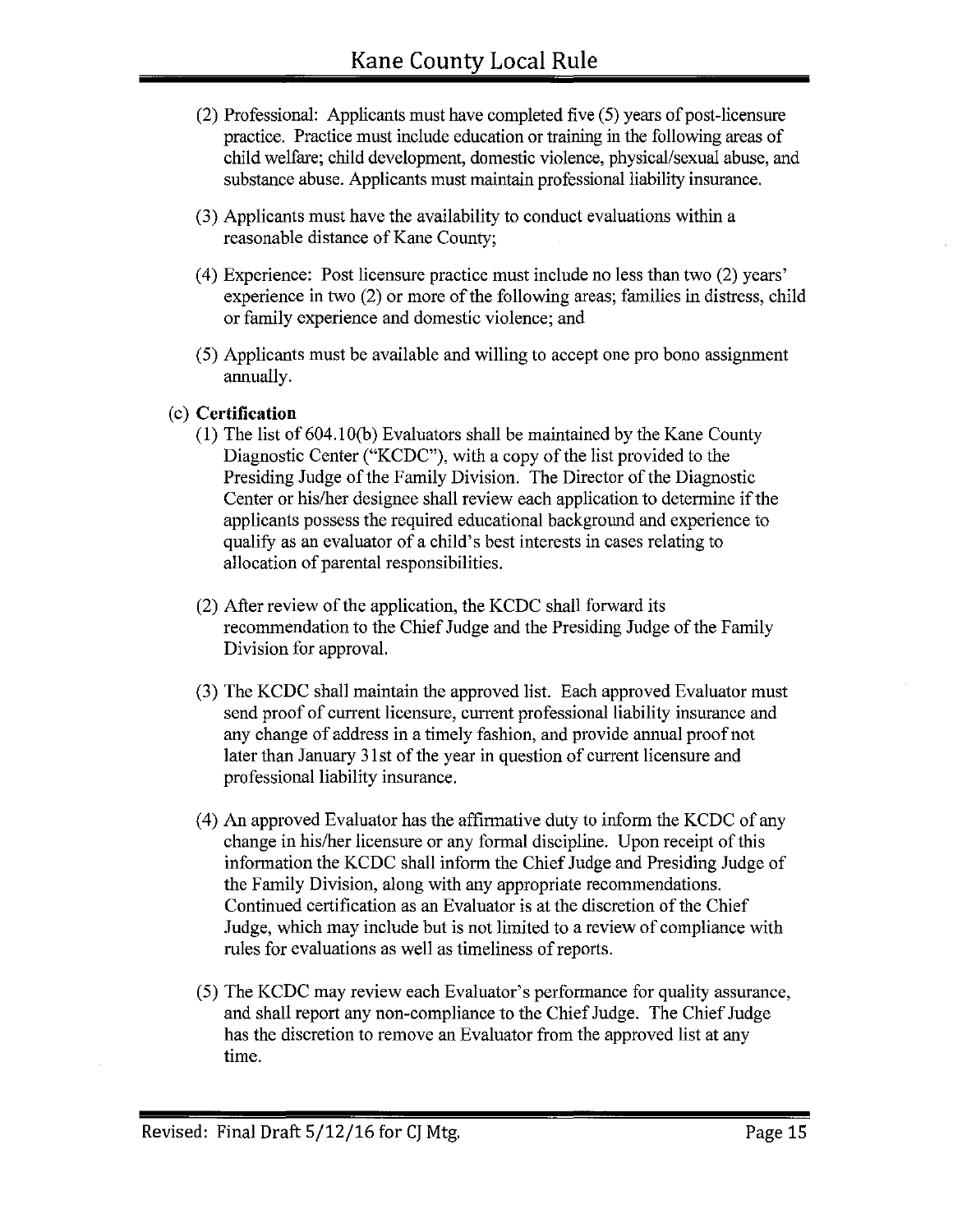(2) Professional: Applicants must have completed five (5) years of post-licensure practice. Practice must include education or training in the following areas of child welfare; child development, domestic violence, physical/sexual abuse, and substance abuse. Applicants must maintain professional liability insurance.

(3) Applicants must have the availability to conduct evaluations within a reasonable distance of Kane County;

(4) Experience: Post licensure practice must include no less than two (2) years' experience in two (2) or more of the following areas; families in distress, child or family experience and domestic violence; and

(5) Applicants must be available and willing to accept one pro bono assignment annually.

(c) **Certification**

(1) The list of 604.10(b) Evaluators shall be maintained by the Kane County Diagnostic Center ("KCDC"), with a copy of the list provided to the Presiding Judge of the Family Division. The Director of the Diagnostic Center or his/her designee shall review each application to determine if the applicants possess the required educational background and experience to qualify as an evaluator of a child's best interests in cases relating to allocation of parental responsibilities.

(2) After review of the application, the KCDC shall forward its recommendation to the Chief Judge and the Presiding Judge of the Family Division for approval.

(3) The KCDC shall maintain the approved list. Each approved Evaluator must send proof of current licensure, current professional liability insurance and any change of address in a timely fashion, and provide annual proof not later than January 31st of the year in question of current licensure and professional liability insurance.

(4) An approved Evaluator has the affirmative duty to inform the KCDC of any change in his/her licensure or any formal discipline. Upon receipt of this information the KCDC shall inform the Chief Judge and Presiding Judge of the Family Division, along with any appropriate recommendations. Continued certification as an Evaluator is at the discretion of the Chief Judge, which may include but is not limited to a review of compliance with rules for evaluations as well as timeliness of reports.

(5) The KCDC may review each Evaluator's performance for quality assurance, and shall report any non-compliance to the Chief Judge. The Chief Judge has the discretion to remove an Evaluator from the approved list at any time.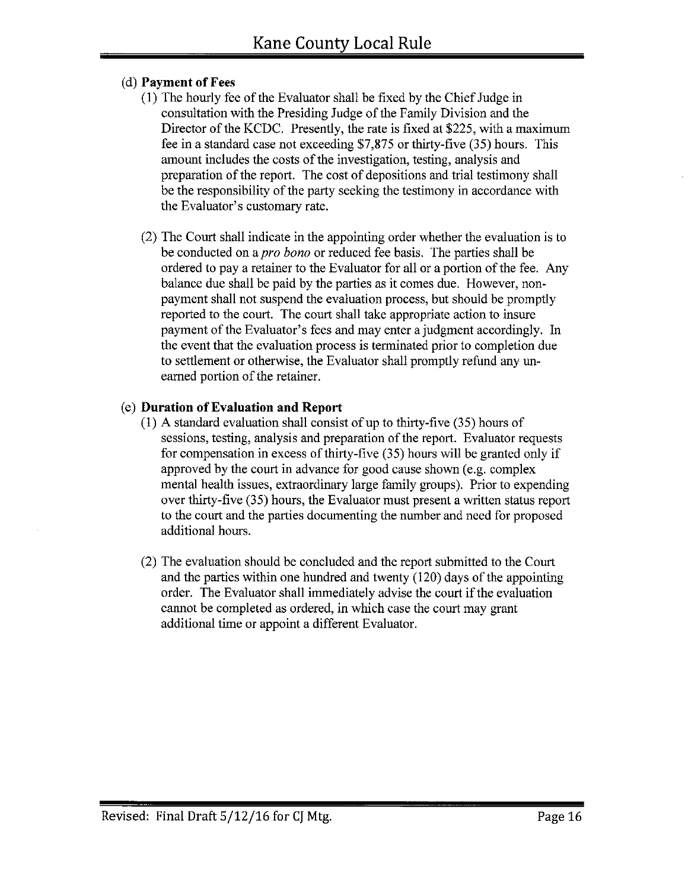(d) **Payment of Fees**

(1) The hourly fee of the Evaluator shall be fixed by the Chief Judge in consultation with the Presiding Judge of the Family Division and the Director of the KCDC. Presently, the rate is fixed at $225, with a maximum fee in a standard case not exceeding $7,875 or thirty-five (35) hours. This amount includes the costs of the investigation, testing, analysis and preparation of the report. The cost of depositions and trial testimony shall be the responsibility of the party seeking the testimony in accordance with the Evaluator's customary rate.

(2) The Court shall indicate in the appointing order whether the evaluation is to be conducted on a *pro bono* or reduced fee basis. The parties shall be ordered to pay a retainer to the Evaluator for all or a portion of the fee. Any balance due shall be paid by the parties as it comes due. However, non-payment shall not suspend the evaluation process, but should be promptly reported to the court. The court shall take appropriate action to insure payment of the Evaluator's fees and may enter a judgment accordingly. In the event that the evaluation process is terminated prior to completion due to settlement or otherwise, the Evaluator shall promptly refund any un-earned portion of the retainer.

(e) **Duration of Evaluation and Report**

(1) A standard evaluation shall consist of up to thirty-five (35) hours of sessions, testing, analysis and preparation of the report. Evaluator requests for compensation in excess of thirty-five (35) hours will be granted only if approved by the court in advance for good cause shown (e.g. complex mental health issues, extraordinary large family groups). Prior to expending over thirty-five (35) hours, the Evaluator must present a written status report to the court and the parties documenting the number and need for proposed additional hours.

(2) The evaluation should be concluded and the report submitted to the Court and the parties within one hundred and twenty (120) days of the appointing order. The Evaluator shall immediately advise the court if the evaluation cannot be completed as ordered, in which case the court may grant additional time or appoint a different Evaluator.